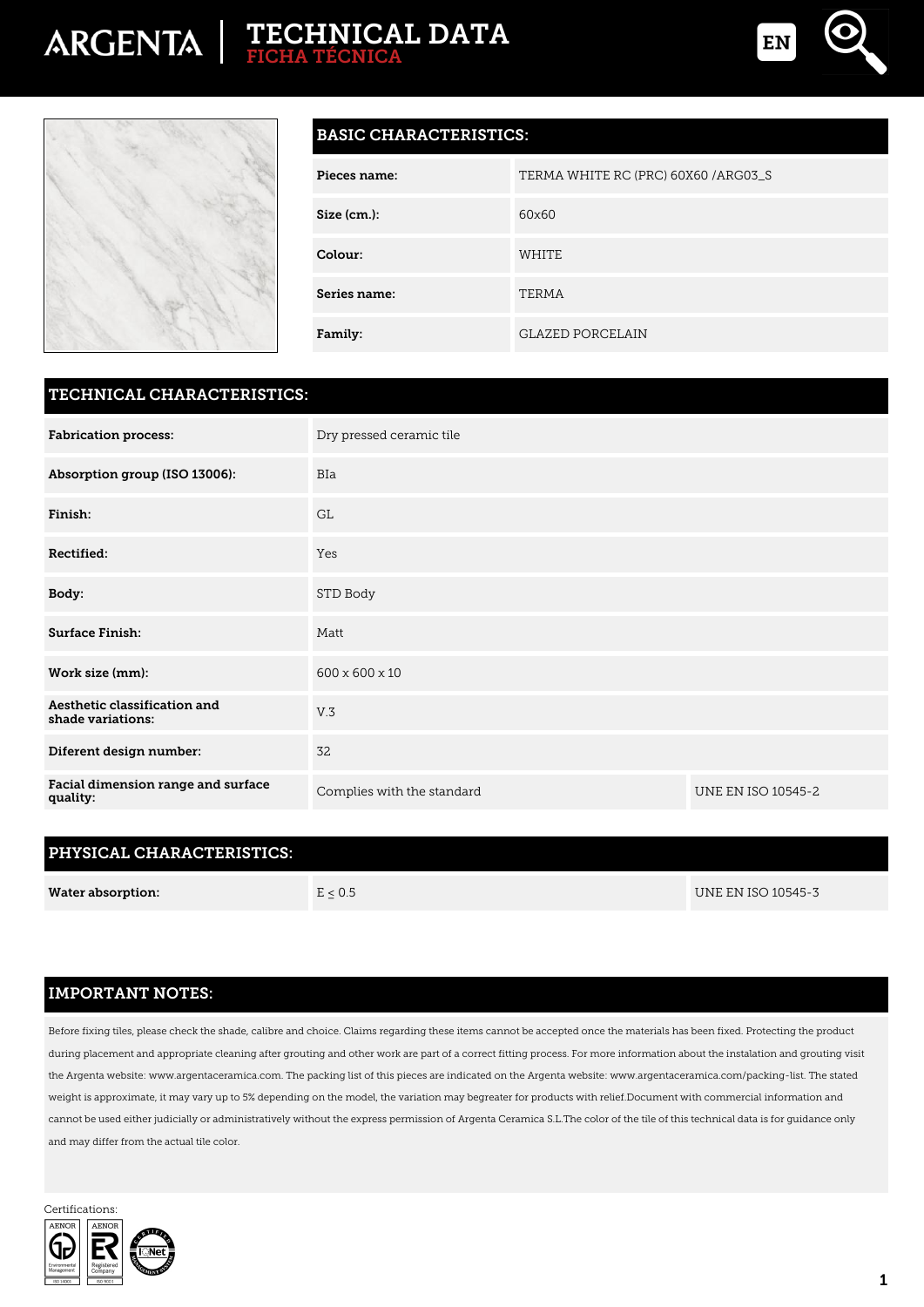# TECHNICAL DATA
## FICHA TÉCNICA

EN

## BASIC CHARACTERISTICS:

| | |
|---|---|
| **Pieces name:** | TERMA WHITE RC (PRC) 60X60 /ARG03_S |
| **Size (cm.):** | 60x60 |
| **Colour:** | WHITE |
| **Series name:** | TERMA |
| **Family:** | GLAZED PORCELAIN |

## TECHNICAL CHARACTERISTICS:

| | | |
|---|---|---|
| **Fabrication process:** | Dry pressed ceramic tile | |
| **Absorption group (ISO 13006):** | BIa | |
| **Finish:** | GL | |
| **Rectified:** | Yes | |
| **Body:** | STD Body | |
| **Surface Finish:** | Matt | |
| **Work size (mm):** | 600 x 600 x 10 | |
| **Aesthetic classification and shade variations:** | V.3 | |
| **Diferent design number:** | 32 | |
| **Facial dimension range and surface quality:** | Complies with the standard | UNE EN ISO 10545-2 |

## PHYSICAL CHARACTERISTICS:

| | | |
|---|---|---|
| **Water absorption:** | E ≤ 0.5 | UNE EN ISO 10545-3 |

## IMPORTANT NOTES:

Before fixing tiles, please check the shade, calibre and choice. Claims regarding these items cannot be accepted once the materials has been fixed. Protecting the product during placement and appropriate cleaning after grouting and other work are part of a correct fitting process. For more information about the instalation and grouting visit the Argenta website: www.argentaceramica.com. The packing list of this pieces are indicated on the Argenta website: www.argentaceramica.com/packing-list. The stated weight is approximate, it may vary up to 5% depending on the model, the variation may begreater for products with relief.Document with commercial information and cannot be used either judicially or administratively without the express permission of Argenta Ceramica S.L.The color of the tile of this technical data is for guidance only and may differ from the actual tile color.

Certifications: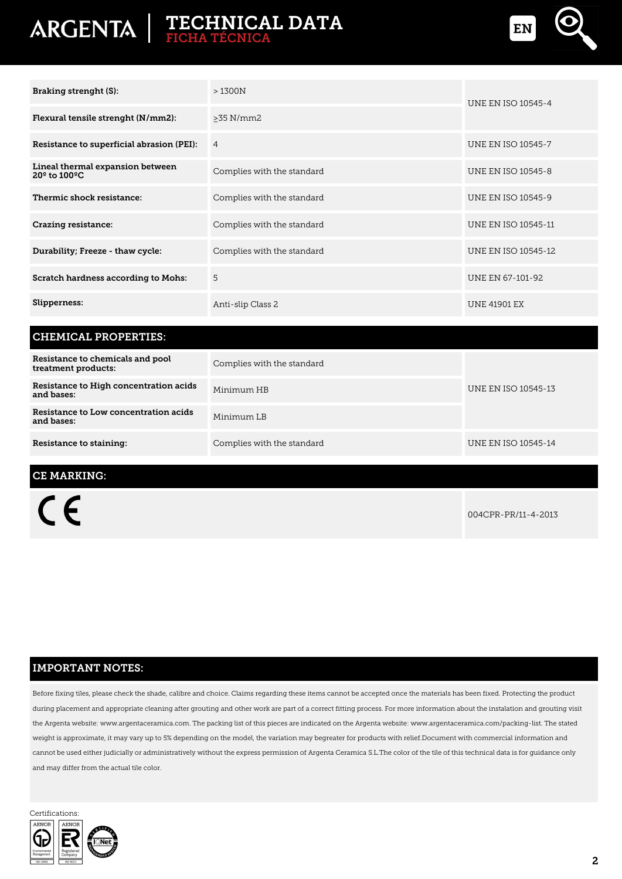# ARGENTA | TECHNICAL DATA
## FICHA TÉCNICA

| | | |
|---|---|---|
| **Braking strenght (S):** | > 1300N | UNE EN ISO 10545-4 |
| **Flexural tensile strenght (N/mm2):** | ≥35 N/mm2 | |
| **Resistance to superficial abrasion (PEI):** | 4 | UNE EN ISO 10545-7 |
| **Lineal thermal expansion between 20º to 100ºC** | Complies with the standard | UNE EN ISO 10545-8 |
| **Thermic shock resistance:** | Complies with the standard | UNE EN ISO 10545-9 |
| **Crazing resistance:** | Complies with the standard | UNE EN ISO 10545-11 |
| **Durability; Freeze - thaw cycle:** | Complies with the standard | UNE EN ISO 10545-12 |
| **Scratch hardness according to Mohs:** | 5 | UNE EN 67-101-92 |
| **Slipperness:** | Anti-slip Class 2 | UNE 41901 EX |

## CHEMICAL PROPERTIES:

| | | |
|---|---|---|
| **Resistance to chemicals and pool treatment products:** | Complies with the standard | UNE EN ISO 10545-13 |
| **Resistance to High concentration acids and bases:** | Minimum HB | |
| **Resistance to Low concentration acids and bases:** | Minimum LB | |
| **Resistance to staining:** | Complies with the standard | UNE EN ISO 10545-14 |

## CE MARKING:

CE — 004CPR-PR/11-4-2013

## IMPORTANT NOTES:

Before fixing tiles, please check the shade, calibre and choice. Claims regarding these items cannot be accepted once the materials has been fixed. Protecting the product during placement and appropriate cleaning after grouting and other work are part of a correct fitting process. For more information about the instalation and grouting visit the Argenta website: www.argentaceramica.com. The packing list of this pieces are indicated on the Argenta website: www.argentaceramica.com/packing-list. The stated weight is approximate, it may vary up to 5% depending on the model, the variation may begreater for products with relief.Document with commercial information and cannot be used either judicially or administratively without the express permission of Argenta Ceramica S.L.The color of the tile of this technical data is for guidance only and may differ from the actual tile color.

Certifications:

AENOR Environmental Management ISO 14001 | AENOR Registered Company ISO 9001 | IQNet